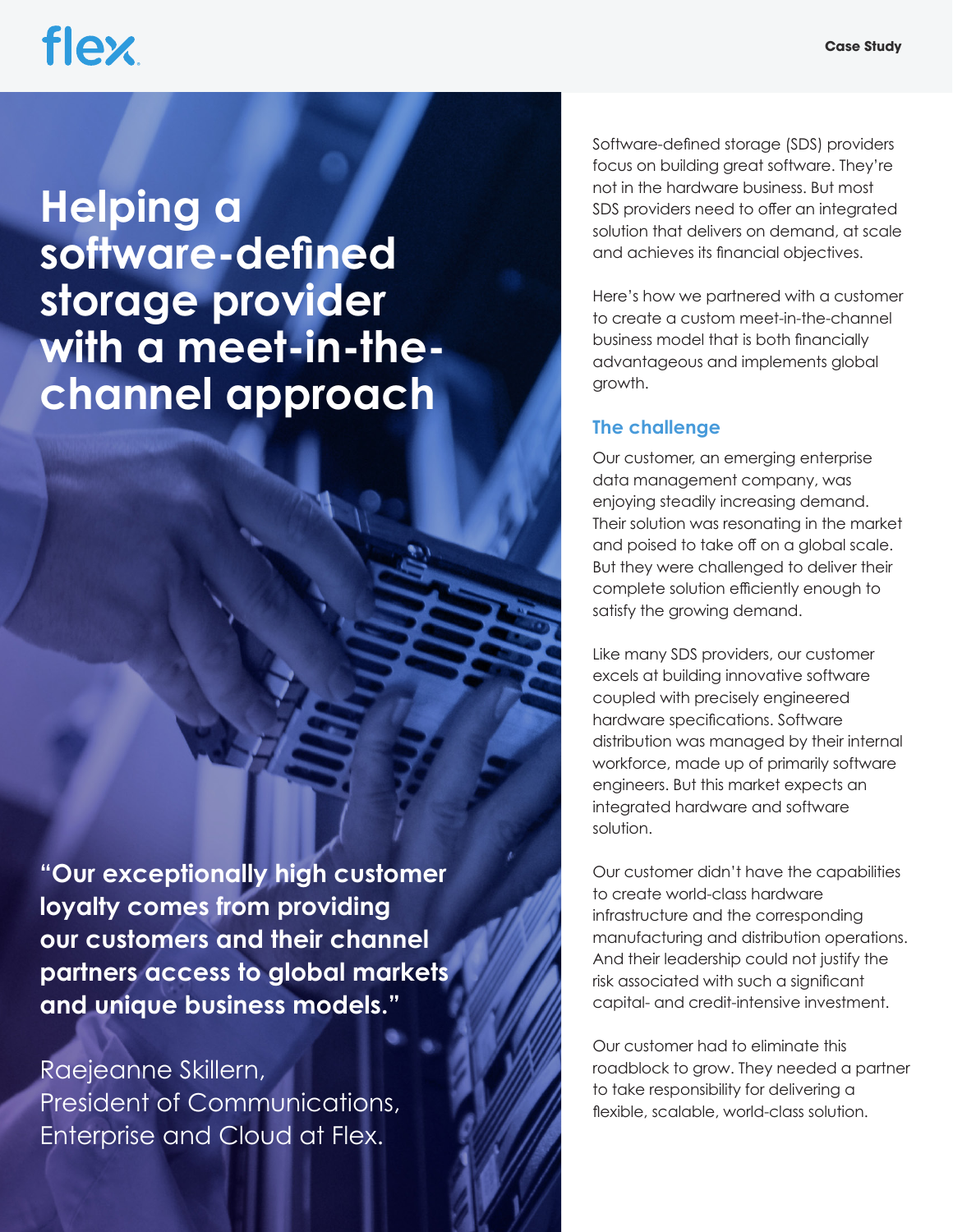# Helping a software-defined storage provider with a meet-in-the-channel approach

**"Our exceptionally high customer loyalty comes from providing our customers and their channel partners access to global markets and unique business models."**

Raejeanne Skillern,
President of Communications,
Enterprise and Cloud at Flex.

Software-defined storage (SDS) providers focus on building great software. They're not in the hardware business. But most SDS providers need to offer an integrated solution that delivers on demand, at scale and achieves its financial objectives.

Here's how we partnered with a customer to create a custom meet-in-the-channel business model that is both financially advantageous and implements global growth.

## The challenge

Our customer, an emerging enterprise data management company, was enjoying steadily increasing demand. Their solution was resonating in the market and poised to take off on a global scale. But they were challenged to deliver their complete solution efficiently enough to satisfy the growing demand.

Like many SDS providers, our customer excels at building innovative software coupled with precisely engineered hardware specifications. Software distribution was managed by their internal workforce, made up of primarily software engineers. But this market expects an integrated hardware and software solution.

Our customer didn't have the capabilities to create world-class hardware infrastructure and the corresponding manufacturing and distribution operations. And their leadership could not justify the risk associated with such a significant capital- and credit-intensive investment.

Our customer had to eliminate this roadblock to grow. They needed a partner to take responsibility for delivering a flexible, scalable, world-class solution.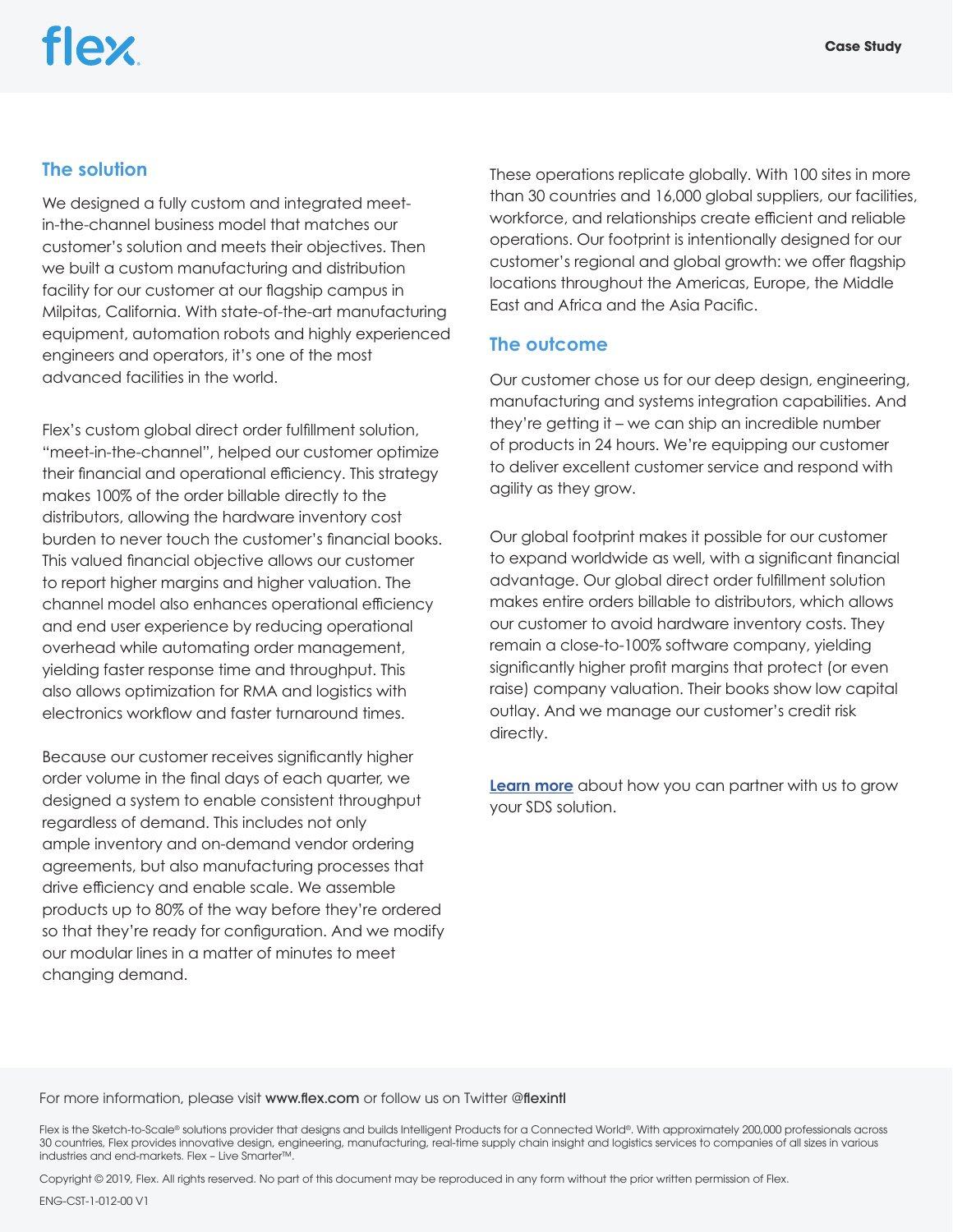## The solution

We designed a fully custom and integrated meet-in-the-channel business model that matches our customer's solution and meets their objectives. Then we built a custom manufacturing and distribution facility for our customer at our flagship campus in Milpitas, California. With state-of-the-art manufacturing equipment, automation robots and highly experienced engineers and operators, it's one of the most advanced facilities in the world.

Flex's custom global direct order fulfillment solution, "meet-in-the-channel", helped our customer optimize their financial and operational efficiency. This strategy makes 100% of the order billable directly to the distributors, allowing the hardware inventory cost burden to never touch the customer's financial books. This valued financial objective allows our customer to report higher margins and higher valuation. The channel model also enhances operational efficiency and end user experience by reducing operational overhead while automating order management, yielding faster response time and throughput. This also allows optimization for RMA and logistics with electronics workflow and faster turnaround times.

Because our customer receives significantly higher order volume in the final days of each quarter, we designed a system to enable consistent throughput regardless of demand. This includes not only ample inventory and on-demand vendor ordering agreements, but also manufacturing processes that drive efficiency and enable scale. We assemble products up to 80% of the way before they're ordered so that they're ready for configuration. And we modify our modular lines in a matter of minutes to meet changing demand.

These operations replicate globally. With 100 sites in more than 30 countries and 16,000 global suppliers, our facilities, workforce, and relationships create efficient and reliable operations. Our footprint is intentionally designed for our customer's regional and global growth: we offer flagship locations throughout the Americas, Europe, the Middle East and Africa and the Asia Pacific.

## The outcome

Our customer chose us for our deep design, engineering, manufacturing and systems integration capabilities. And they're getting it – we can ship an incredible number of products in 24 hours. We're equipping our customer to deliver excellent customer service and respond with agility as they grow.

Our global footprint makes it possible for our customer to expand worldwide as well, with a significant financial advantage. Our global direct order fulfillment solution makes entire orders billable to distributors, which allows our customer to avoid hardware inventory costs. They remain a close-to-100% software company, yielding significantly higher profit margins that protect (or even raise) company valuation. Their books show low capital outlay. And we manage our customer's credit risk directly.

**Learn more** about how you can partner with us to grow your SDS solution.

For more information, please visit **www.flex.com** or follow us on Twitter **@flexintl**

Flex is the Sketch-to-Scale® solutions provider that designs and builds Intelligent Products for a Connected World®. With approximately 200,000 professionals across 30 countries, Flex provides innovative design, engineering, manufacturing, real-time supply chain insight and logistics services to companies of all sizes in various industries and end-markets. Flex – Live Smarter™.

Copyright © 2019, Flex. All rights reserved. No part of this document may be reproduced in any form without the prior written permission of Flex.

ENG-CST-1-012-00 V1